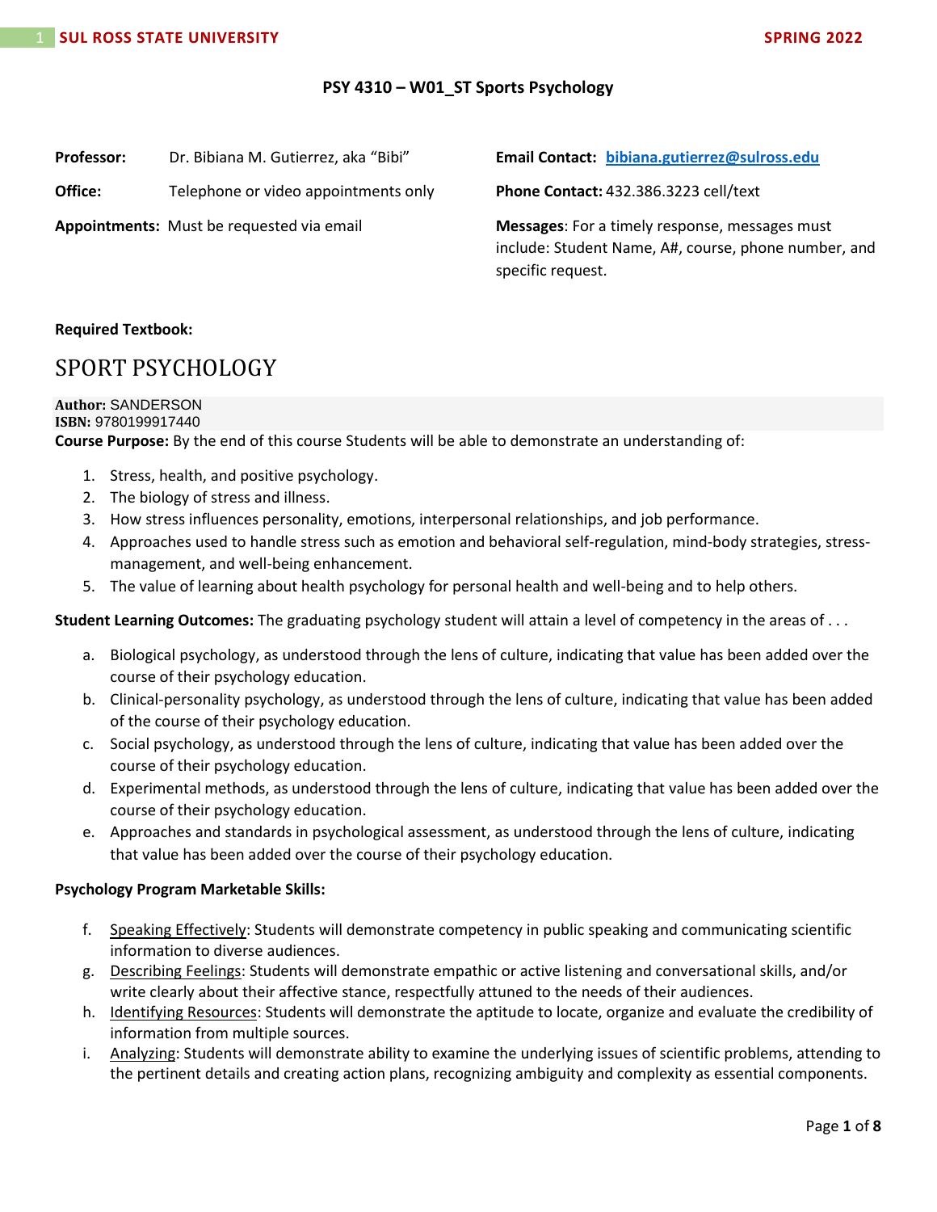**SUL ROSS STATE UNIVERSITY** **SPRING 2022**

# PSY 4310 – W01_ST Sports Psychology

**Professor:** Dr. Bibiana M. Gutierrez, aka "Bibi"

**Office:** Telephone or video appointments only

**Appointments:** Must be requested via email

**Email Contact:** bibiana.gutierrez@sulross.edu

**Phone Contact:** 432.386.3223 cell/text

**Messages**: For a timely response, messages must include: Student Name, A#, course, phone number, and specific request.

**Required Textbook:**

## SPORT PSYCHOLOGY

**Author:** SANDERSON
**ISBN:** 9780199917440

**Course Purpose:** By the end of this course Students will be able to demonstrate an understanding of:

1. Stress, health, and positive psychology.
2. The biology of stress and illness.
3. How stress influences personality, emotions, interpersonal relationships, and job performance.
4. Approaches used to handle stress such as emotion and behavioral self-regulation, mind-body strategies, stress-management, and well-being enhancement.
5. The value of learning about health psychology for personal health and well-being and to help others.

**Student Learning Outcomes:** The graduating psychology student will attain a level of competency in the areas of . . .

a. Biological psychology, as understood through the lens of culture, indicating that value has been added over the course of their psychology education.
b. Clinical-personality psychology, as understood through the lens of culture, indicating that value has been added of the course of their psychology education.
c. Social psychology, as understood through the lens of culture, indicating that value has been added over the course of their psychology education.
d. Experimental methods, as understood through the lens of culture, indicating that value has been added over the course of their psychology education.
e. Approaches and standards in psychological assessment, as understood through the lens of culture, indicating that value has been added over the course of their psychology education.

**Psychology Program Marketable Skills:**

f. Speaking Effectively: Students will demonstrate competency in public speaking and communicating scientific information to diverse audiences.
g. Describing Feelings: Students will demonstrate empathic or active listening and conversational skills, and/or write clearly about their affective stance, respectfully attuned to the needs of their audiences.
h. Identifying Resources: Students will demonstrate the aptitude to locate, organize and evaluate the credibility of information from multiple sources.
i. Analyzing: Students will demonstrate ability to examine the underlying issues of scientific problems, attending to the pertinent details and creating action plans, recognizing ambiguity and complexity as essential components.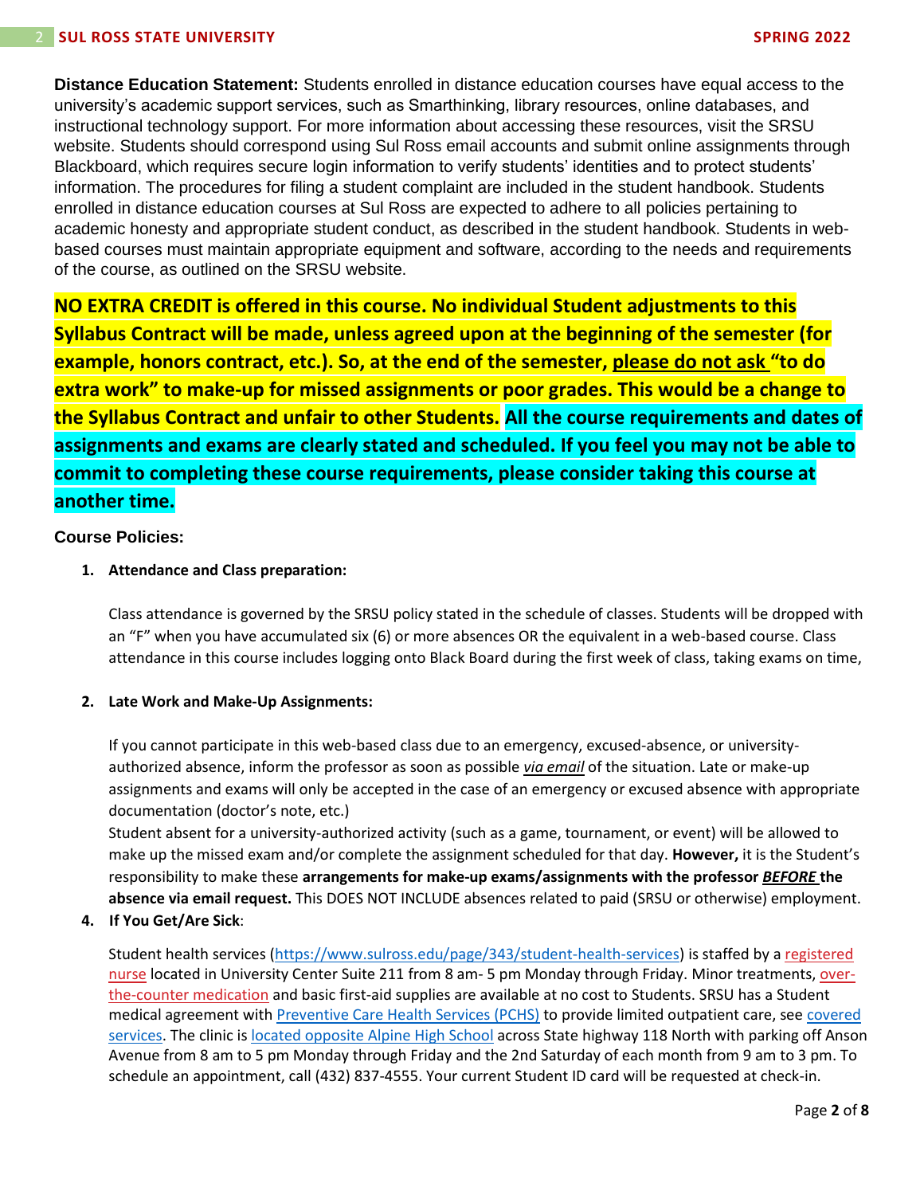**Distance Education Statement:** Students enrolled in distance education courses have equal access to the university's academic support services, such as Smarthinking, library resources, online databases, and instructional technology support. For more information about accessing these resources, visit the SRSU website. Students should correspond using Sul Ross email accounts and submit online assignments through Blackboard, which requires secure login information to verify students' identities and to protect students' information. The procedures for filing a student complaint are included in the student handbook. Students enrolled in distance education courses at Sul Ross are expected to adhere to all policies pertaining to academic honesty and appropriate student conduct, as described in the student handbook. Students in web-based courses must maintain appropriate equipment and software, according to the needs and requirements of the course, as outlined on the SRSU website.

**NO EXTRA CREDIT is offered in this course. No individual Student adjustments to this Syllabus Contract will be made, unless agreed upon at the beginning of the semester (for example, honors contract, etc.). So, at the end of the semester, please do not ask "to do extra work" to make-up for missed assignments or poor grades. This would be a change to the Syllabus Contract and unfair to other Students. All the course requirements and dates of assignments and exams are clearly stated and scheduled. If you feel you may not be able to commit to completing these course requirements, please consider taking this course at another time.**

**Course Policies:**

1. **Attendance and Class preparation:**

   Class attendance is governed by the SRSU policy stated in the schedule of classes. Students will be dropped with an "F" when you have accumulated six (6) or more absences OR the equivalent in a web-based course. Class attendance in this course includes logging onto Black Board during the first week of class, taking exams on time,

2. **Late Work and Make-Up Assignments:**

   If you cannot participate in this web-based class due to an emergency, excused-absence, or university-authorized absence, inform the professor as soon as possible ***via email*** of the situation. Late or make-up assignments and exams will only be accepted in the case of an emergency or excused absence with appropriate documentation (doctor's note, etc.)
   Student absent for a university-authorized activity (such as a game, tournament, or event) will be allowed to make up the missed exam and/or complete the assignment scheduled for that day. **However,** it is the Student's responsibility to make these **arrangements for make-up exams/assignments with the professor *BEFORE* the absence via email request.** This DOES NOT INCLUDE absences related to paid (SRSU or otherwise) employment.

4. **If You Get/Are Sick**:

   Student health services (https://www.sulross.edu/page/343/student-health-services) is staffed by a registered nurse located in University Center Suite 211 from 8 am- 5 pm Monday through Friday. Minor treatments, over-the-counter medication and basic first-aid supplies are available at no cost to Students. SRSU has a Student medical agreement with Preventive Care Health Services (PCHS) to provide limited outpatient care, see covered services. The clinic is located opposite Alpine High School across State highway 118 North with parking off Anson Avenue from 8 am to 5 pm Monday through Friday and the 2nd Saturday of each month from 9 am to 3 pm. To schedule an appointment, call (432) 837-4555. Your current Student ID card will be requested at check-in.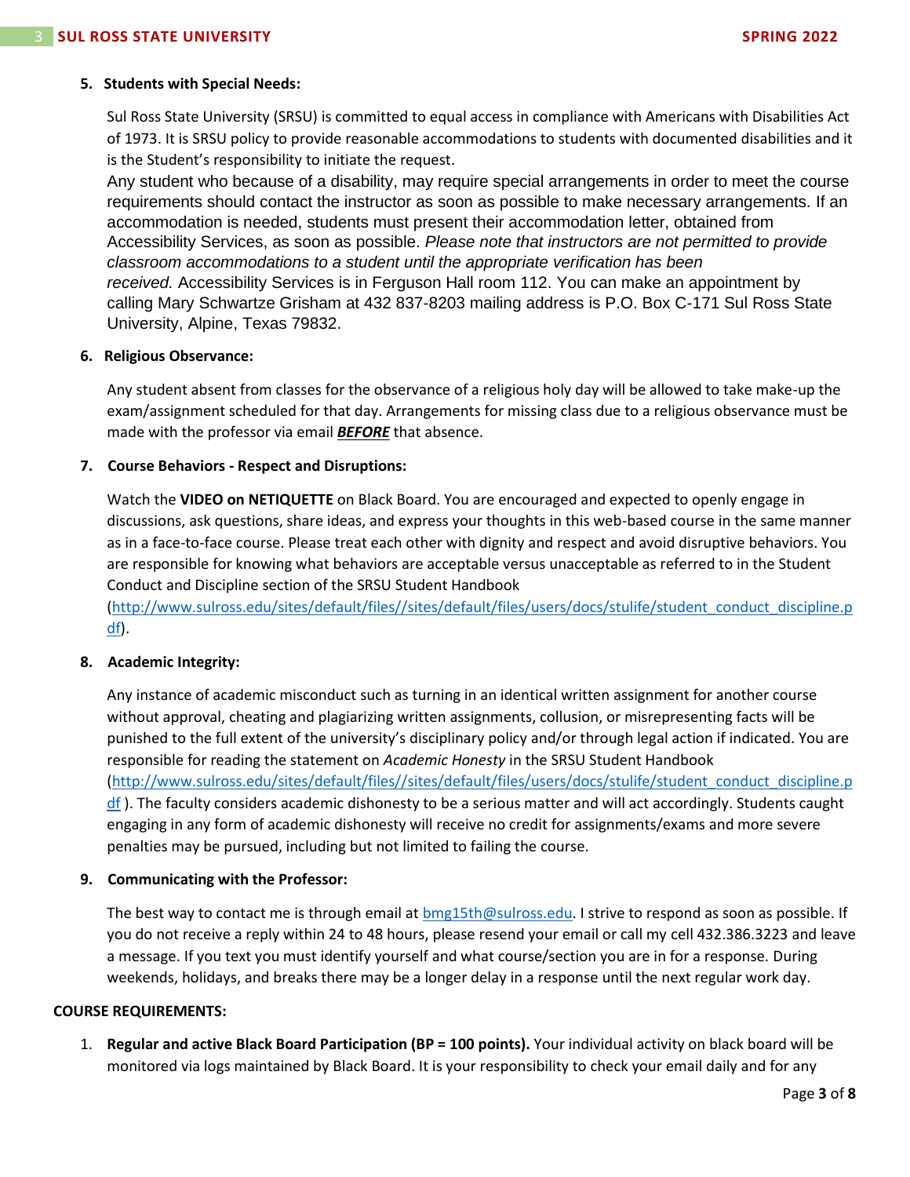5. **Students with Special Needs:**

   Sul Ross State University (SRSU) is committed to equal access in compliance with Americans with Disabilities Act of 1973. It is SRSU policy to provide reasonable accommodations to students with documented disabilities and it is the Student's responsibility to initiate the request.

   Any student who because of a disability, may require special arrangements in order to meet the course requirements should contact the instructor as soon as possible to make necessary arrangements. If an accommodation is needed, students must present their accommodation letter, obtained from Accessibility Services, as soon as possible. *Please note that instructors are not permitted to provide classroom accommodations to a student until the appropriate verification has been received.* Accessibility Services is in Ferguson Hall room 112. You can make an appointment by calling Mary Schwartze Grisham at 432 837-8203 mailing address is P.O. Box C-171 Sul Ross State University, Alpine, Texas 79832.

6. **Religious Observance:**

   Any student absent from classes for the observance of a religious holy day will be allowed to take make-up the exam/assignment scheduled for that day. Arrangements for missing class due to a religious observance must be made with the professor via email ***BEFORE*** that absence.

7. **Course Behaviors - Respect and Disruptions:**

   Watch the **VIDEO on NETIQUETTE** on Black Board. You are encouraged and expected to openly engage in discussions, ask questions, share ideas, and express your thoughts in this web-based course in the same manner as in a face-to-face course. Please treat each other with dignity and respect and avoid disruptive behaviors. You are responsible for knowing what behaviors are acceptable versus unacceptable as referred to in the Student Conduct and Discipline section of the SRSU Student Handbook (http://www.sulross.edu/sites/default/files//sites/default/files/users/docs/stulife/student_conduct_discipline.pdf).

8. **Academic Integrity:**

   Any instance of academic misconduct such as turning in an identical written assignment for another course without approval, cheating and plagiarizing written assignments, collusion, or misrepresenting facts will be punished to the full extent of the university's disciplinary policy and/or through legal action if indicated. You are responsible for reading the statement on *Academic Honesty* in the SRSU Student Handbook (http://www.sulross.edu/sites/default/files//sites/default/files/users/docs/stulife/student_conduct_discipline.pdf ). The faculty considers academic dishonesty to be a serious matter and will act accordingly. Students caught engaging in any form of academic dishonesty will receive no credit for assignments/exams and more severe penalties may be pursued, including but not limited to failing the course.

9. **Communicating with the Professor:**

   The best way to contact me is through email at bmg15th@sulross.edu. I strive to respond as soon as possible. If you do not receive a reply within 24 to 48 hours, please resend your email or call my cell 432.386.3223 and leave a message. If you text you must identify yourself and what course/section you are in for a response. During weekends, holidays, and breaks there may be a longer delay in a response until the next regular work day.

**COURSE REQUIREMENTS:**

1. **Regular and active Black Board Participation (BP = 100 points).** Your individual activity on black board will be monitored via logs maintained by Black Board. It is your responsibility to check your email daily and for any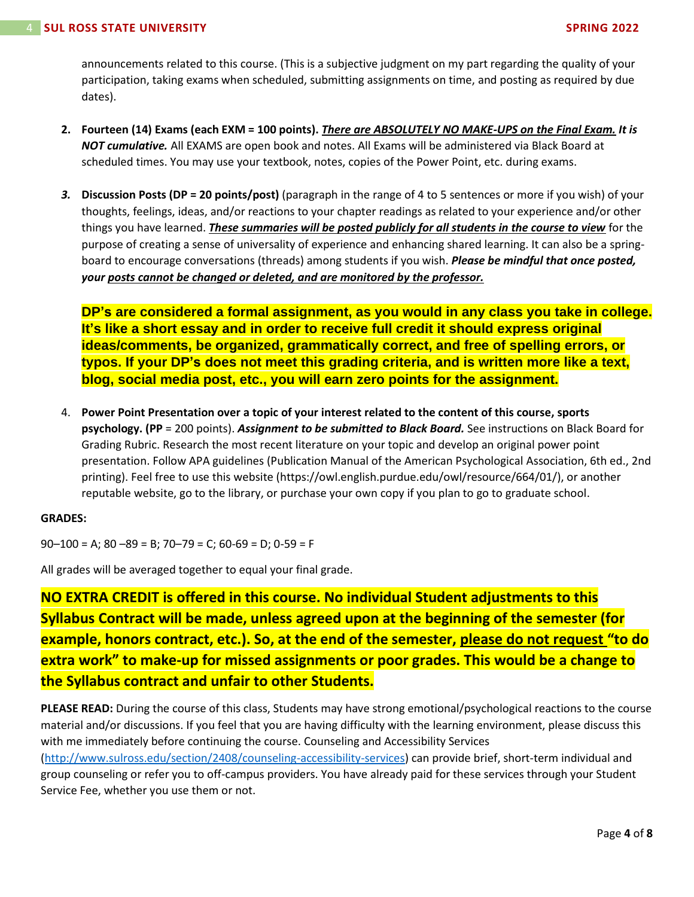announcements related to this course. (This is a subjective judgment on my part regarding the quality of your participation, taking exams when scheduled, submitting assignments on time, and posting as required by due dates).

2. **Fourteen (14) Exams (each EXM = 100 points).** ***There are ABSOLUTELY NO MAKE-UPS on the Final Exam. It is NOT cumulative.*** All EXAMS are open book and notes. All Exams will be administered via Black Board at scheduled times. You may use your textbook, notes, copies of the Power Point, etc. during exams.

3. **Discussion Posts (DP = 20 points/post)** (paragraph in the range of 4 to 5 sentences or more if you wish) of your thoughts, feelings, ideas, and/or reactions to your chapter readings as related to your experience and/or other things you have learned. ***These summaries will be posted publicly for all students in the course to view*** for the purpose of creating a sense of universality of experience and enhancing shared learning. It can also be a spring-board to encourage conversations (threads) among students if you wish. ***Please be mindful that once posted, your posts cannot be changed or deleted, and are monitored by the professor.***

   **DP's are considered a formal assignment, as you would in any class you take in college. It's like a short essay and in order to receive full credit it should express original ideas/comments, be organized, grammatically correct, and free of spelling errors, or typos. If your DP's does not meet this grading criteria, and is written more like a text, blog, social media post, etc., you will earn zero points for the assignment.**

4. **Power Point Presentation over a topic of your interest related to the content of this course, sports psychology. (PP** = 200 points). ***Assignment to be submitted to Black Board.*** See instructions on Black Board for Grading Rubric. Research the most recent literature on your topic and develop an original power point presentation. Follow APA guidelines (Publication Manual of the American Psychological Association, 6th ed., 2nd printing). Feel free to use this website (https://owl.english.purdue.edu/owl/resource/664/01/), or another reputable website, go to the library, or purchase your own copy if you plan to go to graduate school.

**GRADES:**

90–100 = A; 80 –89 = B; 70–79 = C; 60-69 = D; 0-59 = F

All grades will be averaged together to equal your final grade.

**NO EXTRA CREDIT is offered in this course. No individual Student adjustments to this Syllabus Contract will be made, unless agreed upon at the beginning of the semester (for example, honors contract, etc.). So, at the end of the semester, please do not request "to do extra work" to make-up for missed assignments or poor grades. This would be a change to the Syllabus contract and unfair to other Students.**

**PLEASE READ:** During the course of this class, Students may have strong emotional/psychological reactions to the course material and/or discussions. If you feel that you are having difficulty with the learning environment, please discuss this with me immediately before continuing the course. Counseling and Accessibility Services (http://www.sulross.edu/section/2408/counseling-accessibility-services) can provide brief, short-term individual and group counseling or refer you to off-campus providers. You have already paid for these services through your Student Service Fee, whether you use them or not.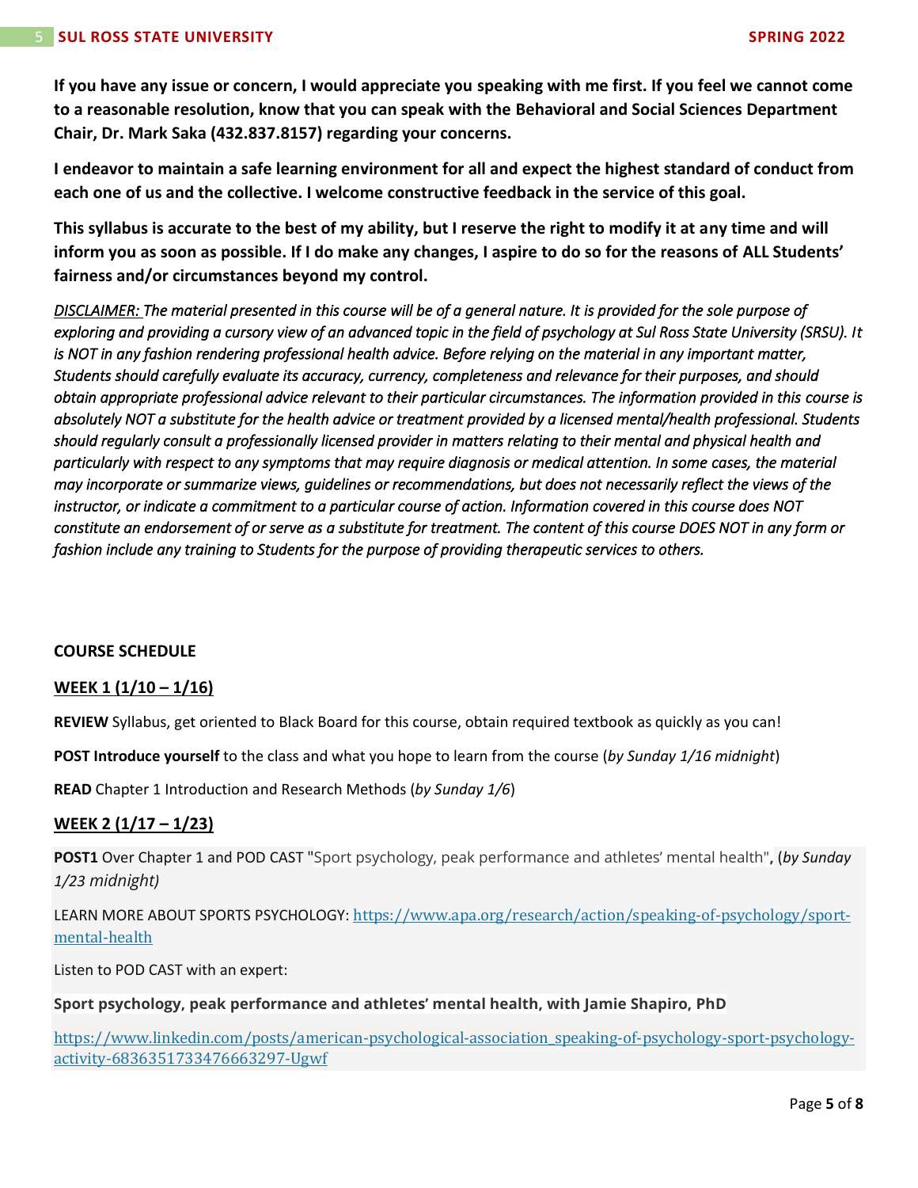**If you have any issue or concern, I would appreciate you speaking with me first. If you feel we cannot come to a reasonable resolution, know that you can speak with the Behavioral and Social Sciences Department Chair, Dr. Mark Saka (432.837.8157) regarding your concerns.**

**I endeavor to maintain a safe learning environment for all and expect the highest standard of conduct from each one of us and the collective. I welcome constructive feedback in the service of this goal.**

**This syllabus is accurate to the best of my ability, but I reserve the right to modify it at any time and will inform you as soon as possible. If I do make any changes, I aspire to do so for the reasons of ALL Students' fairness and/or circumstances beyond my control.**

*DISCLAIMER: The material presented in this course will be of a general nature. It is provided for the sole purpose of exploring and providing a cursory view of an advanced topic in the field of psychology at Sul Ross State University (SRSU). It is NOT in any fashion rendering professional health advice. Before relying on the material in any important matter, Students should carefully evaluate its accuracy, currency, completeness and relevance for their purposes, and should obtain appropriate professional advice relevant to their particular circumstances. The information provided in this course is absolutely NOT a substitute for the health advice or treatment provided by a licensed mental/health professional. Students should regularly consult a professionally licensed provider in matters relating to their mental and physical health and particularly with respect to any symptoms that may require diagnosis or medical attention. In some cases, the material may incorporate or summarize views, guidelines or recommendations, but does not necessarily reflect the views of the instructor, or indicate a commitment to a particular course of action. Information covered in this course does NOT constitute an endorsement of or serve as a substitute for treatment. The content of this course DOES NOT in any form or fashion include any training to Students for the purpose of providing therapeutic services to others.*

## COURSE SCHEDULE

### WEEK 1 (1/10 – 1/16)

**REVIEW** Syllabus, get oriented to Black Board for this course, obtain required textbook as quickly as you can!

**POST Introduce yourself** to the class and what you hope to learn from the course (*by Sunday 1/16 midnight*)

**READ** Chapter 1 Introduction and Research Methods (*by Sunday 1/6*)

### WEEK 2 (1/17 – 1/23)

**POST1** Over Chapter 1 and POD CAST "Sport psychology, peak performance and athletes' mental health", (*by Sunday 1/23 midnight)*

LEARN MORE ABOUT SPORTS PSYCHOLOGY: https://www.apa.org/research/action/speaking-of-psychology/sport-mental-health

Listen to POD CAST with an expert:

**Sport psychology, peak performance and athletes' mental health, with Jamie Shapiro, PhD**

https://www.linkedin.com/posts/american-psychological-association_speaking-of-psychology-sport-psychology-activity-6836351733476663297-Ugwf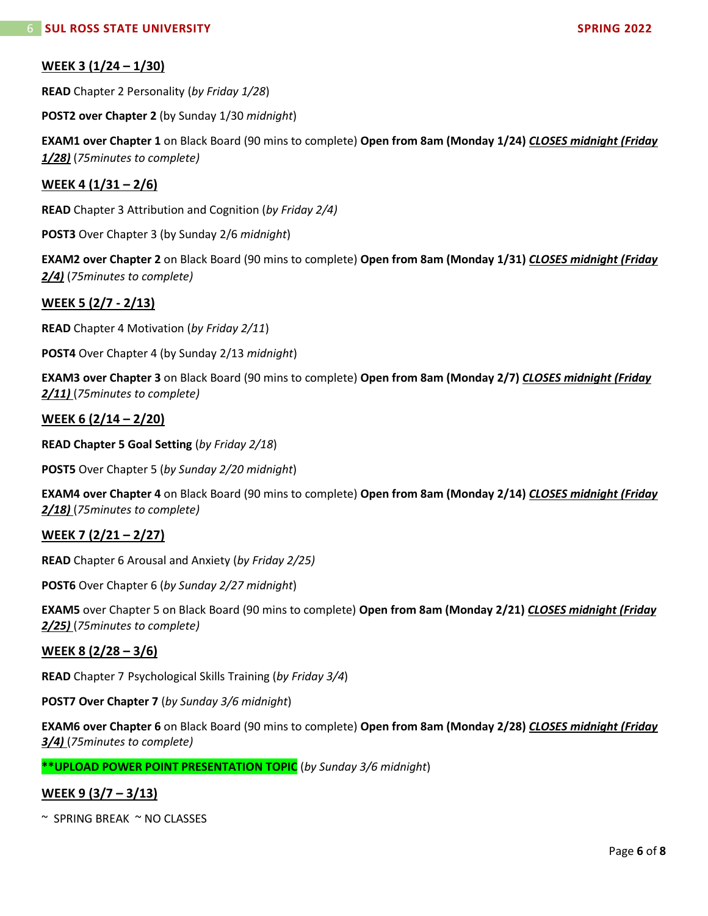## WEEK 3 (1/24 – 1/30)

**READ** Chapter 2 Personality (*by Friday 1/28*)

**POST2 over Chapter 2** (by Sunday 1/30 *midnight*)

**EXAM1 over Chapter 1** on Black Board (90 mins to complete) **Open from 8am (Monday 1/24)** ***CLOSES midnight (Friday 1/28)*** (*75minutes to complete)*

## WEEK 4 (1/31 – 2/6)

**READ** Chapter 3 Attribution and Cognition (*by Friday 2/4)*

**POST3** Over Chapter 3 (by Sunday 2/6 *midnight*)

**EXAM2 over Chapter 2** on Black Board (90 mins to complete) **Open from 8am (Monday 1/31)** ***CLOSES midnight (Friday 2/4)*** (*75minutes to complete)*

## WEEK 5 (2/7 - 2/13)

**READ** Chapter 4 Motivation (*by Friday 2/11*)

**POST4** Over Chapter 4 (by Sunday 2/13 *midnight*)

**EXAM3 over Chapter 3** on Black Board (90 mins to complete) **Open from 8am (Monday 2/7)** ***CLOSES midnight (Friday 2/11)*** (*75minutes to complete)*

## WEEK 6 (2/14 – 2/20)

**READ Chapter 5 Goal Setting** (*by Friday 2/18*)

**POST5** Over Chapter 5 (*by Sunday 2/20 midnight*)

**EXAM4 over Chapter 4** on Black Board (90 mins to complete) **Open from 8am (Monday 2/14)** ***CLOSES midnight (Friday 2/18)*** (*75minutes to complete)*

## WEEK 7 (2/21 – 2/27)

**READ** Chapter 6 Arousal and Anxiety (*by Friday 2/25)*

**POST6** Over Chapter 6 (*by Sunday 2/27 midnight*)

**EXAM5** over Chapter 5 on Black Board (90 mins to complete) **Open from 8am (Monday 2/21)** ***CLOSES midnight (Friday 2/25)*** (*75minutes to complete)*

## WEEK 8 (2/28 – 3/6)

**READ** Chapter 7 Psychological Skills Training (*by Friday 3/4*)

**POST7 Over Chapter 7** (*by Sunday 3/6 midnight*)

**EXAM6 over Chapter 6** on Black Board (90 mins to complete) **Open from 8am (Monday 2/28)** ***CLOSES midnight (Friday 3/4)*** (*75minutes to complete)*

**\*\*UPLOAD POWER POINT PRESENTATION TOPIC** (*by Sunday 3/6 midnight*)

## WEEK 9 (3/7 – 3/13)

~ SPRING BREAK ~ NO CLASSES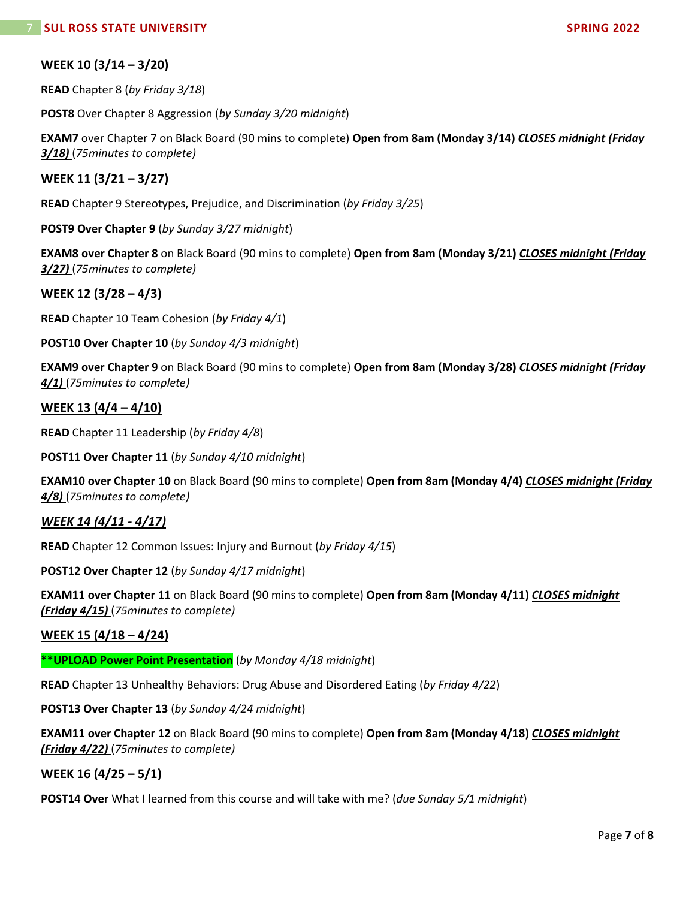## WEEK 10 (3/14 – 3/20)

**READ** Chapter 8 (*by Friday 3/18*)

**POST8** Over Chapter 8 Aggression (*by Sunday 3/20 midnight*)

**EXAM7** over Chapter 7 on Black Board (90 mins to complete) **Open from 8am (Monday 3/14)** ***CLOSES midnight (Friday 3/18)*** (*75minutes to complete)*

## WEEK 11 (3/21 – 3/27)

**READ** Chapter 9 Stereotypes, Prejudice, and Discrimination (*by Friday 3/25*)

**POST9 Over Chapter 9** (*by Sunday 3/27 midnight*)

**EXAM8 over Chapter 8** on Black Board (90 mins to complete) **Open from 8am (Monday 3/21)** ***CLOSES midnight (Friday 3/27)*** (*75minutes to complete)*

## WEEK 12 (3/28 – 4/3)

**READ** Chapter 10 Team Cohesion (*by Friday 4/1*)

**POST10 Over Chapter 10** (*by Sunday 4/3 midnight*)

**EXAM9 over Chapter 9** on Black Board (90 mins to complete) **Open from 8am (Monday 3/28)** ***CLOSES midnight (Friday 4/1)*** (*75minutes to complete)*

## WEEK 13 (4/4 – 4/10)

**READ** Chapter 11 Leadership (*by Friday 4/8*)

**POST11 Over Chapter 11** (*by Sunday 4/10 midnight*)

**EXAM10 over Chapter 10** on Black Board (90 mins to complete) **Open from 8am (Monday 4/4)** ***CLOSES midnight (Friday 4/8)*** (*75minutes to complete)*

## *WEEK 14 (4/11 - 4/17)*

**READ** Chapter 12 Common Issues: Injury and Burnout (*by Friday 4/15*)

**POST12 Over Chapter 12** (*by Sunday 4/17 midnight*)

**EXAM11 over Chapter 11** on Black Board (90 mins to complete) **Open from 8am (Monday 4/11)** ***CLOSES midnight (Friday 4/15)*** (*75minutes to complete)*

## WEEK 15 (4/18 – 4/24)

****UPLOAD Power Point Presentation** (*by Monday 4/18 midnight*)

**READ** Chapter 13 Unhealthy Behaviors: Drug Abuse and Disordered Eating (*by Friday 4/22*)

**POST13 Over Chapter 13** (*by Sunday 4/24 midnight*)

**EXAM11 over Chapter 12** on Black Board (90 mins to complete) **Open from 8am (Monday 4/18)** ***CLOSES midnight (Friday 4/22)*** (*75minutes to complete)*

## WEEK 16 (4/25 – 5/1)

**POST14 Over** What I learned from this course and will take with me? (*due Sunday 5/1 midnight*)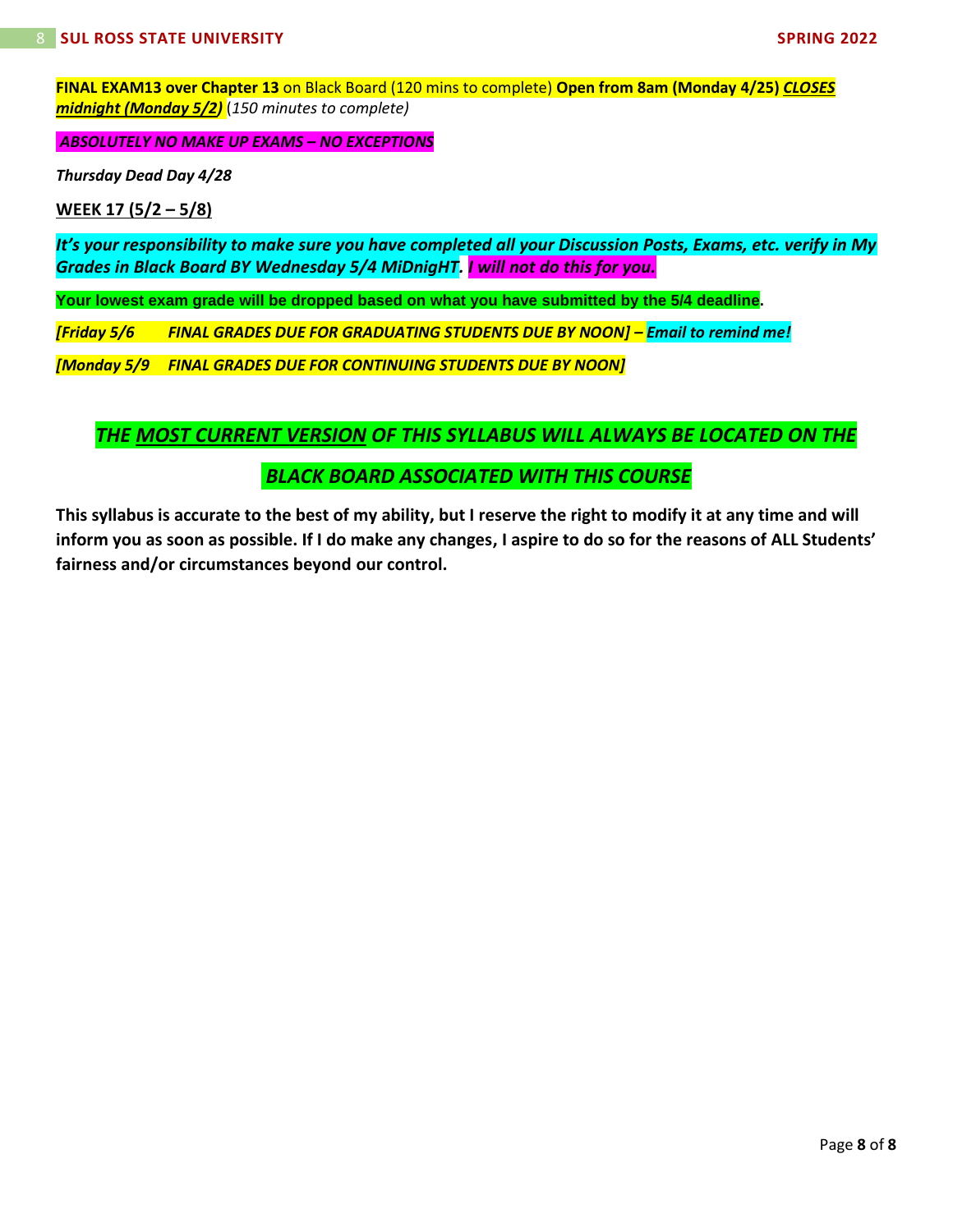**FINAL EXAM13 over Chapter 13** on Black Board (120 mins to complete) **Open from 8am (Monday 4/25)** ***CLOSES midnight (Monday 5/2)*** (*150 minutes to complete)*

***ABSOLUTELY NO MAKE UP EXAMS – NO EXCEPTIONS***

***Thursday Dead Day 4/28***

**WEEK 17 (5/2 – 5/8)**

***It's your responsibility to make sure you have completed all your Discussion Posts, Exams, etc. verify in My Grades in Black Board BY Wednesday 5/4 MiDnigHT. I will not do this for you.***

**Your lowest exam grade will be dropped based on what you have submitted by the 5/4 deadline.**

***[Friday 5/6 FINAL GRADES DUE FOR GRADUATING STUDENTS DUE BY NOON] – Email to remind me!***

***[Monday 5/9 FINAL GRADES DUE FOR CONTINUING STUDENTS DUE BY NOON]***

***THE MOST CURRENT VERSION OF THIS SYLLABUS WILL ALWAYS BE LOCATED ON THE BLACK BOARD ASSOCIATED WITH THIS COURSE***

**This syllabus is accurate to the best of my ability, but I reserve the right to modify it at any time and will inform you as soon as possible. If I do make any changes, I aspire to do so for the reasons of ALL Students' fairness and/or circumstances beyond our control.**